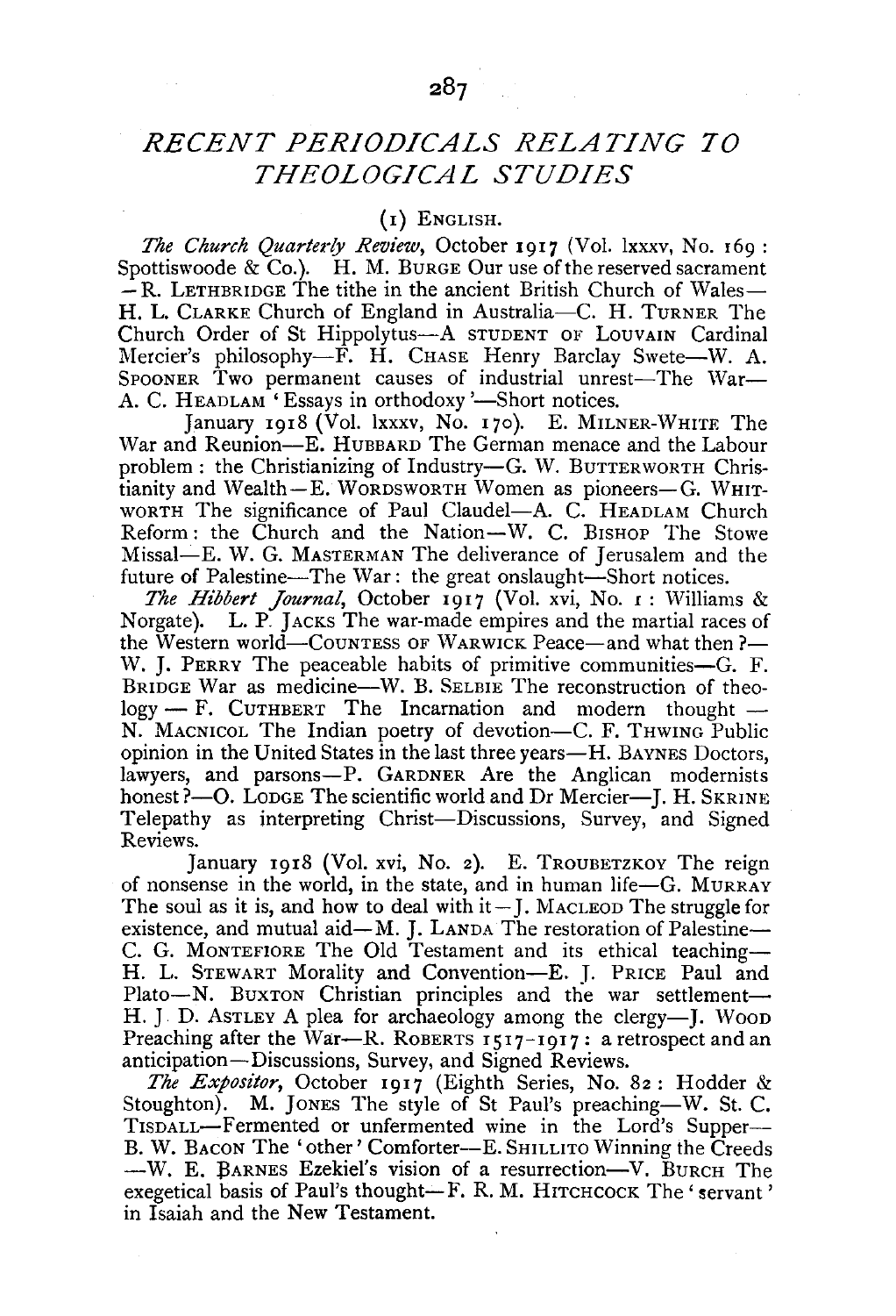# RECENT PERIODICALS RELATING TO THEOLOGICAL STUDIES

## (1) ENGLISH.

*The Church Quarterly Review*, October 1917 (Vol. lxxxv, No. 169: Spottiswoode & Co.). H. M. BURGE Our use of the reserved sacrament — R. LETHBRIDGE The tithe in the ancient British Church of Wales— H. L. CLARKE Church of England in Australia—C. H. TURNER The Church Order of St Hippolytus—A STUDENT OF LOUVAIN Cardinal Mercier's philosophy—F. H. CHASE Henry Barclay Swete—W. A. SPOONER Two permanent causes of industrial unrest—The War— A. C. HEADLAM 'Essays in orthodoxy'—Short notices.

January 1918 (Vol. lxxxv, No. 170). E. MILNER-WHITE The War and Reunion—E. HUBBARD The German menace and the Labour problem: the Christianizing of Industry—G. W. BUTTERWORTH Christianity and Wealth—E. WORDSWORTH Women as pioneers—G. WHITWORTH The significance of Paul Claudel—A. C. HEADLAM Church Reform: the Church and the Nation—W. C. BISHOP The Stowe Missal—E. W. G. MASTERMAN The deliverance of Jerusalem and the future of Palestine—The War: the great onslaught—Short notices.

*The Hibbert Journal*, October 1917 (Vol. xvi, No. 1: Williams & Norgate). L. P. JACKS The war-made empires and the martial races of the Western world—COUNTESS OF WARWICK Peace—and what then?— W. J. PERRY The peaceable habits of primitive communities—G. F. BRIDGE War as medicine—W. B. SELBIE The reconstruction of theology — F. CUTHBERT The Incarnation and modern thought — N. MACNICOL The Indian poetry of devotion—C. F. THWING Public opinion in the United States in the last three years—H. BAYNES Doctors, lawyers, and parsons—P. GARDNER Are the Anglican modernists honest?—O. LODGE The scientific world and Dr Mercier—J. H. SKRINE Telepathy as interpreting Christ—Discussions, Survey, and Signed Reviews.

January 1918 (Vol. xvi, No. 2). E. TROUBETZKOY The reign of nonsense in the world, in the state, and in human life—G. MURRAY The soul as it is, and how to deal with it—J. MACLEOD The struggle for existence, and mutual aid—M. J. LANDA The restoration of Palestine— C. G. MONTEFIORE The Old Testament and its ethical teaching— H. L. STEWART Morality and Convention—E. J. PRICE Paul and Plato—N. BUXTON Christian principles and the war settlement— H. J. D. ASTLEY A plea for archaeology among the clergy—J. WOOD Preaching after the War—R. ROBERTS 1517–1917: a retrospect and an anticipation—Discussions, Survey, and Signed Reviews.

*The Expositor*, October 1917 (Eighth Series, No. 82: Hodder & Stoughton). M. JONES The style of St Paul's preaching—W. St. C. TISDALL—Fermented or unfermented wine in the Lord's Supper— B. W. BACON The 'other' Comforter—E. SHILLITO Winning the Creeds —W. E. BARNES Ezekiel's vision of a resurrection—V. BURCH The exegetical basis of Paul's thought—F. R. M. HITCHCOCK The 'servant' in Isaiah and the New Testament.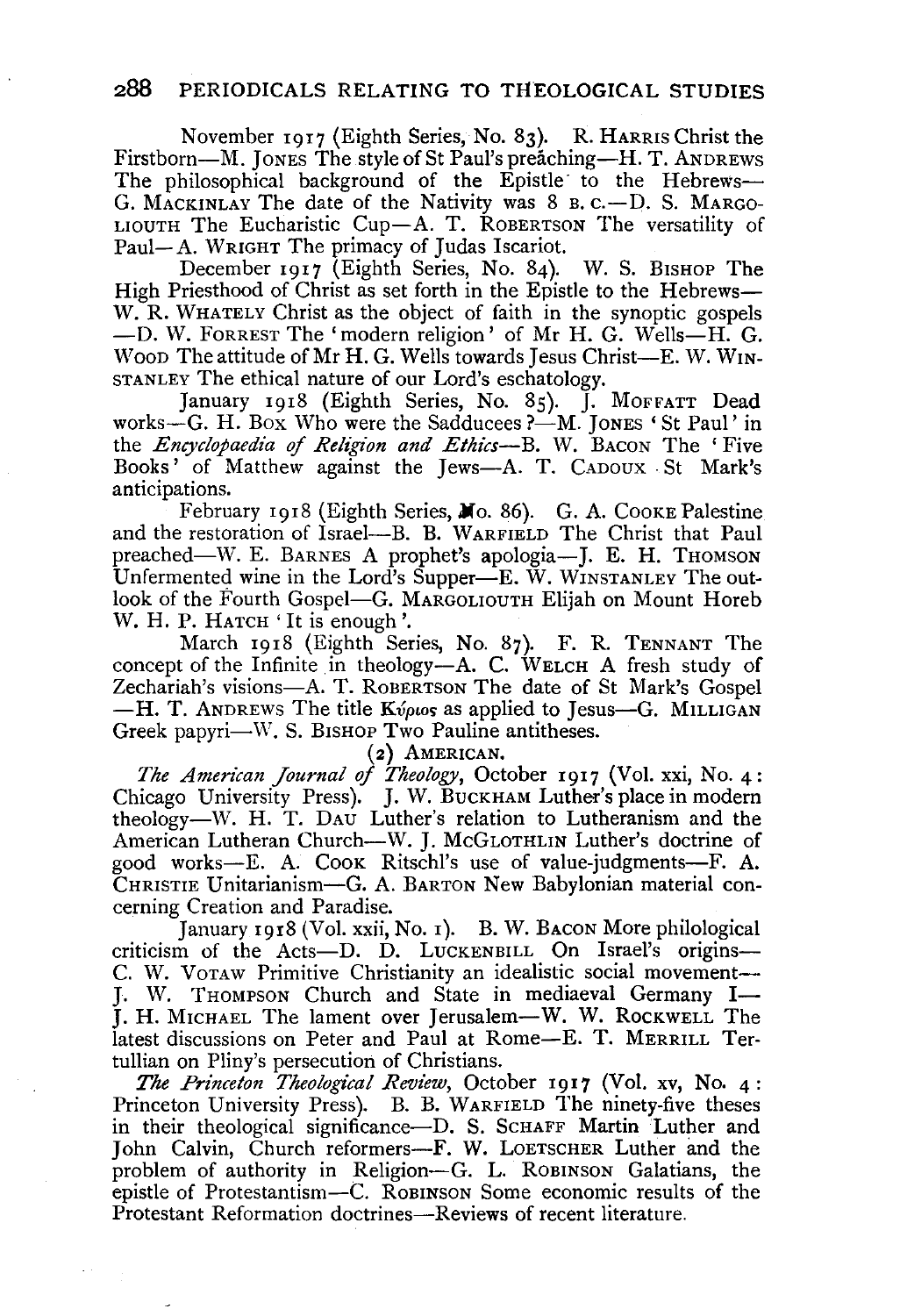November 1917 (Eighth Series, No. 83). R. HARRIS Christ the Firstborn—M. JONES The style of St Paul's preaching—H. T. ANDREWS The philosophical background of the Epistle to the Hebrews—G. MACKINLAY The date of the Nativity was 8 B. C.—D. S. MARGOLIOUTH The Eucharistic Cup—A. T. ROBERTSON The versatility of Paul—A. WRIGHT The primacy of Judas Iscariot.

December 1917 (Eighth Series, No. 84). W. S. BISHOP The High Priesthood of Christ as set forth in the Epistle to the Hebrews—W. R. WHATELY Christ as the object of faith in the synoptic gospels—D. W. FORREST The 'modern religion' of Mr H. G. Wells—H. G. WOOD The attitude of Mr H. G. Wells towards Jesus Christ—E. W. WINSTANLEY The ethical nature of our Lord's eschatology.

January 1918 (Eighth Series, No. 85). J. MOFFATT Dead works—G. H. BOX Who were the Sadducees?—M. JONES 'St Paul' in the *Encyclopaedia of Religion and Ethics*—B. W. BACON The 'Five Books' of Matthew against the Jews—A. T. CADOUX St Mark's anticipations.

February 1918 (Eighth Series, No. 86). G. A. COOKE Palestine and the restoration of Israel—B. B. WARFIELD The Christ that Paul preached—W. E. BARNES A prophet's apologia—J. E. H. THOMSON Unfermented wine in the Lord's Supper—E. W. WINSTANLEY The outlook of the Fourth Gospel—G. MARGOLIOUTH Elijah on Mount Horeb W. H. P. HATCH 'It is enough'.

March 1918 (Eighth Series, No. 87). F. R. TENNANT The concept of the Infinite in theology—A. C. WELCH A fresh study of Zechariah's visions—A. T. ROBERTSON The date of St Mark's Gospel—H. T. ANDREWS The title Κύριος as applied to Jesus—G. MILLIGAN Greek papyri—W. S. BISHOP Two Pauline antitheses.

(2) AMERICAN.

*The American Journal of Theology*, October 1917 (Vol. xxi, No. 4: Chicago University Press). J. W. BUCKHAM Luther's place in modern theology—W. H. T. DAU Luther's relation to Lutheranism and the American Lutheran Church—W. J. MCGLOTHLIN Luther's doctrine of good works—E. A. COOK Ritschl's use of value-judgments—F. A. CHRISTIE Unitarianism—G. A. BARTON New Babylonian material concerning Creation and Paradise.

January 1918 (Vol. xxii, No. 1). B. W. BACON More philological criticism of the Acts—D. D. LUCKENBILL On Israel's origins—C. W. VOTAW Primitive Christianity an idealistic social movement—J. W. THOMPSON Church and State in mediaeval Germany I—J. H. MICHAEL The lament over Jerusalem—W. W. ROCKWELL The latest discussions on Peter and Paul at Rome—E. T. MERRILL Tertullian on Pliny's persecution of Christians.

*The Princeton Theological Review*, October 1917 (Vol. xv, No. 4: Princeton University Press). B. B. WARFIELD The ninety-five theses in their theological significance—D. S. SCHAFF Martin Luther and John Calvin, Church reformers—F. W. LOETSCHER Luther and the problem of authority in Religion—G. L. ROBINSON Galatians, the epistle of Protestantism—C. ROBINSON Some economic results of the Protestant Reformation doctrines—Reviews of recent literature.